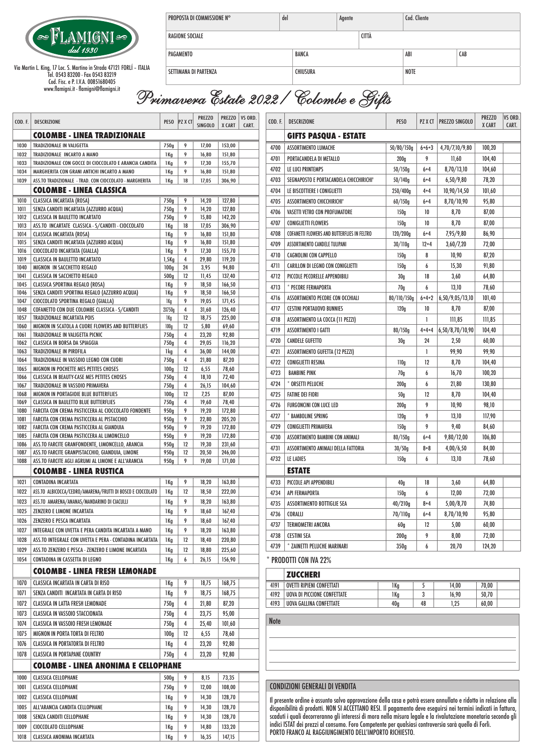FLAMIGNI dal 1930

Via Martin L. King, 17 Loc. S. Martino in Strada 47121 FORLÌ – ITALIA
Tel. 0543 83200 - Fax 0543 83219
Cod. Fisc. e P. I.V.A. 00851680405
www.flamigni.it - flamigni@flamigni.it

| PROPOSTA DI COMMISSIONE N° | del | Agente | Cod. Cliente |
|---|---|---|---|
| RAGIONE SOCIALE | | CITTÀ | |
| PAGAMENTO | BANCA | ABI | CAB |
| SETTIMANA DI PARTENZA | CHIUSURA | NOTE | |

# Primavera Estate 2022 / Colombe e Gifts

| COD. F. | DESCRIZIONE | PESO | PZ X CT | PREZZO SINGOLO | PREZZO X CART | VS ORD. CART. |
|---|---|---|---|---|---|---|
| | **COLOMBE - LINEA TRADIZIONALE** | | | | | |
| 1030 | TRADIZIONALE IN VALIGETTA | 750g | 9 | 17,00 | 153,00 | |
| 1032 | TRADIZIONALE INCARTO A MANO | 1Kg | 9 | 16,80 | 151,80 | |
| 1033 | TRADIZIONALE CON GOCCE DI CIOCCOLATO E ARANCIA CANDITA | 1Kg | 9 | 17,30 | 155,70 | |
| 1034 | MARGHERITA CON GRANI ANTICHI INCARTO A MANO | 1Kg | 9 | 16,80 | 151,80 | |
| 1039 | ASS.TO TRADIZIONALE - TRAD. CON CIOCCOLATO - MARGHERITA | 1Kg | 18 | 17,05 | 306,90 | |
| | **COLOMBE - LINEA CLASSICA** | | | | | |
| 1010 | CLASSICA INCARTATA (ROSA) | 750g | 9 | 14,20 | 127,80 | |
| 1011 | SENZA CANDITI INCARTATA (AZZURRO ACQUA) | 750g | 9 | 14,20 | 127,80 | |
| 1012 | CLASSICA IN BAULETTO INCARTATO | 750g | 9 | 15,80 | 142,20 | |
| 1013 | ASS.TO INCARTATE CLASSICA - S/CANDITI - CIOCCOLATO | 1Kg | 18 | 17,05 | 306,90 | |
| 1014 | CLASSICA INCARTATA (ROSA) | 1Kg | 9 | 16,80 | 151,80 | |
| 1015 | SENZA CANDITI INCARTATA (AZZURRO ACQUA) | 1Kg | 9 | 16,80 | 151,80 | |
| 1016 | CIOCCOLATO INCARTATA (GIALLA) | 1Kg | 9 | 17,30 | 155,70 | |
| 1019 | CLASSICA IN BAULETTO INCARTATO | 1,5Kg | 4 | 29,80 | 119,20 | |
| 1040 | MIGNON IN SACCHETTO REGALO | 100g | 24 | 3,95 | 94,80 | |
| 1041 | CLASSICA IN SACCHETTO REGALO | 500g | 12 | 11,45 | 137,40 | |
| 1045 | CLASSICA SPORTINA REGALO (ROSA) | 1Kg | 9 | 18,50 | 166,50 | |
| 1046 | SENZA CANDITI SPORTINA REGALO (AZZURRO ACQUA) | 1Kg | 9 | 18,50 | 166,50 | |
| 1047 | CIOCCOLATO SPORTINA REGALO (GIALLA) | 1Kg | 9 | 19,05 | 171,45 | |
| 1048 | COFANETTO CON DUE COLOMBE CLASSICA - S/CANDITI | 2X750g | 4 | 31,60 | 126,40 | |
| 1057 | TRADIZIONALE INCARTATA POIS | 1Kg | 12 | 18,75 | 225,00 | |
| 1060 | MIGNON IN SCATOLA A CUORE FLOWERS AND BUTTERFLIES | 100g | 12 | 5,80 | 69,60 | |
| 1061 | TRADIZIONALE IN VALIGETTA PICNIC | 750g | 4 | 23,20 | 92,80 | |
| 1062 | CLASSICA IN BORSA DA SPIAGGIA | 750g | 4 | 29,05 | 116,20 | |
| 1063 | TRADIZIONALE IN PIROFILA | 1kg | 4 | 36,00 | 144,00 | |
| 1064 | TRADIZIONALE IN VASSOIO LEGNO CON CUORI | 750g | 4 | 21,80 | 87,20 | |
| 1065 | MIGNON IN POCHETTE MES PETITES CHOSES | 100g | 12 | 6,55 | 78,60 | |
| 1066 | CLASSICA IN BEAUTY-CASE MES PETITES CHOSES | 750g | 4 | 18,10 | 72,40 | |
| 1067 | TRADIZIONALE IN VASSOIO PRIMAVERA | 750g | 4 | 26,15 | 104,60 | |
| 1068 | MIGNON IN PORTAGIOIE BLUE BUTTERFLIES | 100g | 12 | 7,25 | 87,00 | |
| 1069 | CLASSICA IN BAULETTO BLUE BUTTERFLIES | 750g | 4 | 19,60 | 78,40 | |
| 1080 | FARCITA CON CREMA PASTICCERA AL CIOCCOLATO FONDENTE | 950g | 9 | 19,20 | 172,80 | |
| 1081 | FARCITA CON CREMA PASTICCERA AL PISTACCHIO | 950g | 9 | 22,80 | 205,20 | |
| 1082 | FARCITA CON CREMA PASTICCERA AL GIANDUIA | 950g | 9 | 19,20 | 172,80 | |
| 1085 | FARCITA CON CREMA PASTICCERA AL LIMONCELLO | 950g | 9 | 19,20 | 172,80 | |
| 1086 | ASS.TO FARCITE GRANFONDENTE, LIMONCELLO, ARANCIA | 950g | 12 | 19,30 | 231,60 | |
| 1087 | ASS.TO FARCITE GRANPISTACCHIO, GIANDUIA, LIMONE | 950g | 12 | 20,50 | 246,00 | |
| 1088 | ASS.TO FARCITE AGLI AGRUMI AL LIMONE E ALL'ARANCIA | 950g | 9 | 19,00 | 171,00 | |
| | **COLOMBE - LINEA RUSTICA** | | | | | |
| 1021 | CONTADINA INCARTATA | 1Kg | 9 | 18,20 | 163,80 | |
| 1022 | ASS.TO ALBICOCCA/CEDRO/AMARENA/FRUTTI DI BOSCO E CIOCCOLATO | 1Kg | 12 | 18,50 | 222,00 | |
| 1023 | ASS.TO AMARENA/ANANAS/MANDARINO DI CIACULLI | 1Kg | 9 | 18,20 | 163,80 | |
| 1025 | ZENZERO E LIMONE INCARTATA | 1Kg | 9 | 18,60 | 167,40 | |
| 1026 | ZENZERO E PESCA INCARTATA | 1Kg | 9 | 18,60 | 167,40 | |
| 1027 | INTEGRALE CON UVETTA E PERA CANDITA INCARTATA A MANO | 1Kg | 9 | 18,20 | 163,80 | |
| 1028 | ASS.TO INTEGRALE CON UVETTA E PERA - CONTADINA INCARTATA | 1Kg | 12 | 18,40 | 220,80 | |
| 1029 | ASS.TO ZENZERO E PESCA - ZENZERO E LIMONE INCARTATA | 1Kg | 12 | 18,80 | 225,60 | |
| 1054 | CONTADINA IN CASSETTA DI LEGNO | 1Kg | 6 | 26,15 | 156,90 | |
| | **COLOMBE - LINEA FRESH LEMONADE** | | | | | |
| 1070 | CLASSICA INCARTATA IN CARTA DI RISO | 1Kg | 9 | 18,75 | 168,75 | |
| 1071 | SENZA CANDITI INCARTATA IN CARTA DI RISO | 1Kg | 9 | 18,75 | 168,75 | |
| 1072 | CLASSICA IN LATTA FRESH LEMONADE | 750g | 4 | 21,80 | 87,20 | |
| 1073 | CLASSICA IN VASSOIO STACCIONATA | 750g | 4 | 23,75 | 95,00 | |
| 1074 | CLASSICA IN VASSOIO FRESH LEMONADE | 750g | 4 | 25,40 | 101,60 | |
| 1075 | MIGNON IN PORTA TORTA DI FELTRO | 100g | 12 | 6,55 | 78,60 | |
| 1076 | CLASSICA IN PORTATORTA DI FELTRO | 1Kg | 4 | 23,20 | 92,80 | |
| 1078 | CLASSICA IN PORTAPANE COUNTRY | 750g | 4 | 23,20 | 92,80 | |
| | **COLOMBE - LINEA ANONIMA E CELLOPHANE** | | | | | |
| 1000 | CLASSICA CELLOPHANE | 500g | 9 | 8,15 | 73,35 | |
| 1001 | CLASSICA CELLOPHANE | 750g | 9 | 12,00 | 108,00 | |
| 1002 | CLASSICA CELLOPHANE | 1Kg | 9 | 14,30 | 128,70 | |
| 1005 | ALL'ARANCIA CANDITA CELLOPHANE | 1Kg | 9 | 14,30 | 128,70 | |
| 1008 | SENZA CANDITI CELLOPHANE | 1Kg | 9 | 14,30 | 128,70 | |
| 1009 | CIOCCOLATO CELLOPHANE | 1Kg | 9 | 14,80 | 133,20 | |
| 1018 | CLASSICA ANONIMA INCARTATA | 1Kg | 9 | 16,35 | 147,15 | |

| COD. F. | DESCRIZIONE | PESO | PZ X CT | PREZZO SINGOLO | PREZZO X CART | VS ORD. CART. |
|---|---|---|---|---|---|---|
| | **GIFTS PASQUA - ESTATE** | | | | | |
| 4700 | ASSORTIMENTO LUMACHE | 50/80/150g | 6+6+3 | 4,70/7,10/9,80 | 100,20 | |
| 4701 | PORTACANDELA DI METALLO | 200g | 9 | 11,60 | 104,40 | |
| 4702 | LE LUCI PRINTEMPS | 50/150g | 6+4 | 8,70/13,10 | 104,60 | |
| 4703 | SEGNAPOSTO E PORTACANDELA CHICCHIRICHI' | 50/140g | 6+4 | 6,50/9,80 | 78,20 | |
| 4704 | LE BISCOTTIERE I CONIGLIETTI | 250/400g | 4+4 | 10,90/14,50 | 101,60 | |
| 4705 | ASSORTIMENTO CHICCHIRICHI' | 60/150g | 6+4 | 8,70/10,90 | 95,80 | |
| 4706 | VASETTI VETRO CON PROFUMATORE | 150g | 10 | 8,70 | 87,00 | |
| 4707 | CONIGLIETTI FLOWERS | 150g | 10 | 8,70 | 87,00 | |
| 4708 | COFANETTI FLOWERS AND BUTTERFLIES IN FELTRO | 120/200g | 6+4 | 7,95/9,80 | 86,90 | |
| 4709 | ASSORTIMENTO CANDELE TULIPANI | 30/110g | 12+4 | 3,60/7,20 | 72,00 | |
| 4710 | CAGNOLINI CON CAPPELLO | 150g | 8 | 10,90 | 87,20 | |
| 4711 | CARILLON DI LEGNO CON CONIGLIETTI | 150g | 6 | 15,30 | 91,80 | |
| 4712 | PICCOLE PECORELLE APPENDIBILI | 30g | 18 | 3,60 | 64,80 | |
| 4713 | * PECORE FERMAPORTA | 70g | 6 | 13,10 | 78,60 | |
| 4716 | ASSORTIMENTO PECORE CON OCCHIALI | 80/110/150g | 6+4+2 | 6,50/9,05/13,10 | 101,40 | |
| 4717 | CESTINI PORTAUOVO BUNNIES | 120g | 10 | 8,70 | 87,00 | |
| 4718 | ASSORTIMENTO LA COCCA (11 PEZZI) | | 1 | 111,85 | 111,85 | |
| 4719 | ASSORTIMENTO I GATTI | 80/150g | 4+4+4 | 6,50/8,70/10,90 | 104,40 | |
| 4720 | CANDELE GUFETTO | 30g | 24 | 2,50 | 60,00 | |
| 4721 | ASSORTIMENTO GUFETTA (12 PEZZI) | | 1 | 99,90 | 99,90 | |
| 4722 | CONIGLIETTI RESINA | 110g | 12 | 8,70 | 104,40 | |
| 4723 | BAMBINE PINK | 70g | 6 | 16,70 | 100,20 | |
| 4724 | * ORSETTI PELUCHE | 200g | 6 | 21,80 | 130,80 | |
| 4725 | FATINE DEI FIORI | 50g | 12 | 8,70 | 104,40 | |
| 4726 | FURGONCINI CON LUCE LED | 200g | 9 | 10,90 | 98,10 | |
| 4727 | * BAMBOLINE SPRING | 120g | 9 | 13,10 | 117,90 | |
| 4729 | CONIGLIETTI PRIMAVERA | 150g | 9 | 9,40 | 84,60 | |
| 4730 | ASSORTIMENTO BAMBINI CON ANIMALI | 80/150g | 6+4 | 9,80/12,00 | 106,80 | |
| 4731 | ASSORTIMENTO ANIMALI DELLA FATTORIA | 30/50g | 8+8 | 4,00/6,50 | 84,00 | |
| 4732 | LE LADIES | 150g | 6 | 13,10 | 78,60 | |
| | **ESTATE** | | | | | |
| 4733 | PICCOLE API APPENDIBILI | 40g | 18 | 3,60 | 64,80 | |
| 4734 | API FERMAPORTA | 150g | 6 | 12,00 | 72,00 | |
| 4735 | ASSORTIMENTO BOTTIGLIE SEA | 40/210g | 8+4 | 5,00/8,70 | 74,80 | |
| 4736 | CORALLI | 70/110g | 6+4 | 8,70/10,90 | 95,80 | |
| 4737 | TERMOMETRI ANCORA | 60g | 12 | 5,00 | 60,00 | |
| 4738 | CESTINI SEA | 200g | 9 | 8,00 | 72,00 | |
| 4739 | * ZAINETTI PELUCHE MARINARI | 350g | 6 | 20,70 | 124,20 | |

\* PRODOTTI CON IVA 22%

| COD. F. | DESCRIZIONE | PESO | PZ X CT | PREZZO SINGOLO | PREZZO X CART | VS ORD. CART. |
|---|---|---|---|---|---|---|
| | **ZUCCHERI** | | | | | |
| 4191 | OVETTI RIPIENI CONFETTATI | 1Kg | 5 | 14,00 | 70,00 | |
| 4192 | UOVA DI PICCIONE CONFETTATE | 1Kg | 3 | 16,90 | 50,70 | |
| 4193 | UOVA GALLINA CONFETTATE | 40g | 48 | 1,25 | 60,00 | |

Note

## CONDIZIONI GENERALI DI VENDITA

Il presente ordine è assunto salvo approvazione della casa e potrà essere annullato e ridotto in relazione alla disponibilità di prodotti. NON SI ACCETTANO RESI. Il pagamento deve eseguirsi nei termini indicati in fattura, scaduti i quali decorreranno gli interessi di mora nella misura legale e la rivalutazione monetaria secondo gli indici ISTAT dei prezzi al consumo. Foro Competente per qualsiasi controversia sarà quello di Forlì.
PORTO FRANCO AL RAGGIUNGIMENTO DELL'IMPORTO RICHIESTO.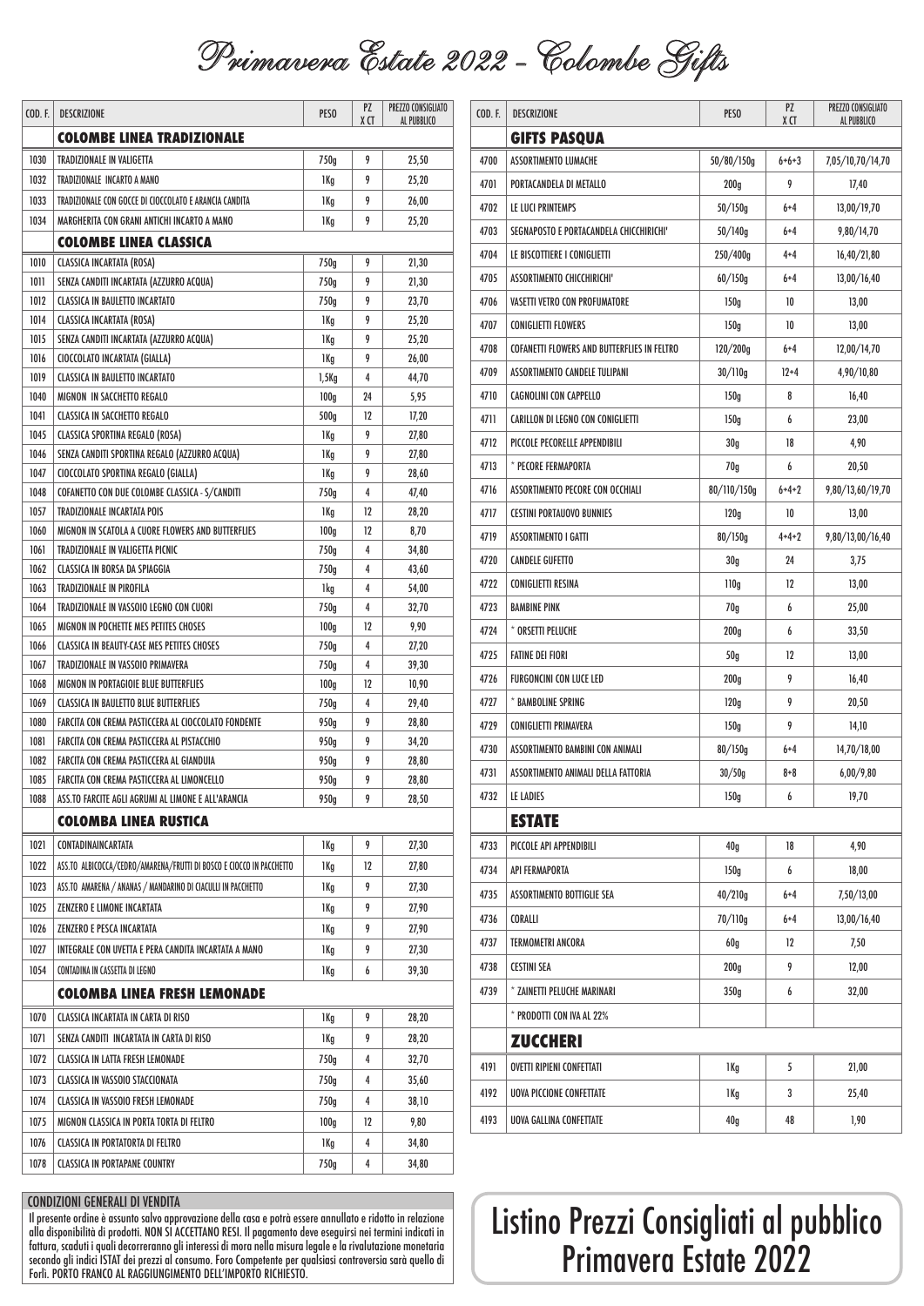# Primavera Estate 2022 - Colombe Gifts

| COD. F. | DESCRIZIONE | PESO | PZ X CT | PREZZO CONSIGLIATO AL PUBBLICO |
|---|---|---|---|---|
| | **COLOMBE LINEA TRADIZIONALE** | | | |
| 1030 | TRADIZIONALE IN VALIGETTA | 750g | 9 | 25,50 |
| 1032 | TRADIZIONALE INCARTO A MANO | 1Kg | 9 | 25,20 |
| 1033 | TRADIZIONALE CON GOCCE DI CIOCCOLATO E ARANCIA CANDITA | 1Kg | 9 | 26,00 |
| 1034 | MARGHERITA CON GRANI ANTICHI INCARTO A MANO | 1Kg | 9 | 25,20 |
| | **COLOMBE LINEA CLASSICA** | | | |
| 1010 | CLASSICA INCARTATA (ROSA) | 750g | 9 | 21,30 |
| 1011 | SENZA CANDITI INCARTATA (AZZURRO ACQUA) | 750g | 9 | 21,30 |
| 1012 | CLASSICA IN BAULETTO INCARTATO | 750g | 9 | 23,70 |
| 1014 | CLASSICA INCARTATA (ROSA) | 1Kg | 9 | 25,20 |
| 1015 | SENZA CANDITI INCARTATA (AZZURRO ACQUA) | 1Kg | 9 | 25,20 |
| 1016 | CIOCCOLATO INCARTATA (GIALLA) | 1Kg | 9 | 26,00 |
| 1019 | CLASSICA IN BAULETTO INCARTATO | 1,5Kg | 4 | 44,70 |
| 1040 | MIGNON IN SACCHETTO REGALO | 100g | 24 | 5,95 |
| 1041 | CLASSICA IN SACCHETTO REGALO | 500g | 12 | 17,20 |
| 1045 | CLASSICA SPORTINA REGALO (ROSA) | 1Kg | 9 | 27,80 |
| 1046 | SENZA CANDITI SPORTINA REGALO (AZZURRO ACQUA) | 1Kg | 9 | 27,80 |
| 1047 | CIOCCOLATO SPORTINA REGALO (GIALLA) | 1Kg | 9 | 28,60 |
| 1048 | COFANETTO CON DUE COLOMBE CLASSICA - S/CANDITI | 750g | 4 | 47,40 |
| 1057 | TRADIZIONALE INCARTATA POIS | 1Kg | 12 | 28,20 |
| 1060 | MIGNON IN SCATOLA A CUORE FLOWERS AND BUTTERFLIES | 100g | 12 | 8,70 |
| 1061 | TRADIZIONALE IN VALIGETTA PICNIC | 750g | 4 | 34,80 |
| 1062 | CLASSICA IN BORSA DA SPIAGGIA | 750g | 4 | 43,60 |
| 1063 | TRADIZIONALE IN PIROFILA | 1kg | 4 | 54,00 |
| 1064 | TRADIZIONALE IN VASSOIO LEGNO CON CUORI | 750g | 4 | 32,70 |
| 1065 | MIGNON IN POCHETTE MES PETITES CHOSES | 100g | 12 | 9,90 |
| 1066 | CLASSICA IN BEAUTY-CASE MES PETITES CHOSES | 750g | 4 | 27,20 |
| 1067 | TRADIZIONALE IN VASSOIO PRIMAVERA | 750g | 4 | 39,30 |
| 1068 | MIGNON IN PORTAGIOIE BLUE BUTTERFLIES | 100g | 12 | 10,90 |
| 1069 | CLASSICA IN BAULETTO BLUE BUTTERFLIES | 750g | 4 | 29,40 |
| 1080 | FARCITA CON CREMA PASTICCERA AL CIOCCOLATO FONDENTE | 950g | 9 | 28,80 |
| 1081 | FARCITA CON CREMA PASTICCERA AL PISTACCHIO | 950g | 9 | 34,20 |
| 1082 | FARCITA CON CREMA PASTICCERA AL GIANDUIA | 950g | 9 | 28,80 |
| 1085 | FARCITA CON CREMA PASTICCERA AL LIMONCELLO | 950g | 9 | 28,80 |
| 1088 | ASS.TO FARCITE AGLI AGRUMI AL LIMONE E ALL'ARANCIA | 950g | 9 | 28,50 |
| | **COLOMBA LINEA RUSTICA** | | | |
| 1021 | CONTADINAINCARTATA | 1Kg | 9 | 27,30 |
| 1022 | ASS.TO ALBICOCCA/CEDRO/AMARENA/FRUTTI DI BOSCO E CIOCCO IN PACCHETTO | 1Kg | 12 | 27,80 |
| 1023 | ASS.TO AMARENA / ANANAS / MANDARINO DI CIACULLI IN PACCHETTO | 1Kg | 9 | 27,30 |
| 1025 | ZENZERO E LIMONE INCARTATA | 1Kg | 9 | 27,90 |
| 1026 | ZENZERO E PESCA INCARTATA | 1Kg | 9 | 27,90 |
| 1027 | INTEGRALE CON UVETTA E PERA CANDITA INCARTATA A MANO | 1Kg | 9 | 27,30 |
| 1054 | CONTADINA IN CASSETTA DI LEGNO | 1Kg | 6 | 39,30 |
| | **COLOMBA LINEA FRESH LEMONADE** | | | |
| 1070 | CLASSICA INCARTATA IN CARTA DI RISO | 1Kg | 9 | 28,20 |
| 1071 | SENZA CANDITI INCARTATA IN CARTA DI RISO | 1Kg | 9 | 28,20 |
| 1072 | CLASSICA IN LATTA FRESH LEMONADE | 750g | 4 | 32,70 |
| 1073 | CLASSICA IN VASSOIO STACCIONATA | 750g | 4 | 35,60 |
| 1074 | CLASSICA IN VASSOIO FRESH LEMONADE | 750g | 4 | 38,10 |
| 1075 | MIGNON CLASSICA IN PORTA TORTA DI FELTRO | 100g | 12 | 9,80 |
| 1076 | CLASSICA IN PORTATORTA DI FELTRO | 1Kg | 4 | 34,80 |
| 1078 | CLASSICA IN PORTAPANE COUNTRY | 750g | 4 | 34,80 |

| COD. F. | DESCRIZIONE | PESO | PZ X CT | PREZZO CONSIGLIATO AL PUBBLICO |
|---|---|---|---|---|
| | **GIFTS PASQUA** | | | |
| 4700 | ASSORTIMENTO LUMACHE | 50/80/150g | 6+6+3 | 7,05/10,70/14,70 |
| 4701 | PORTACANDELA DI METALLO | 200g | 9 | 17,40 |
| 4702 | LE LUCI PRINTEMPS | 50/150g | 6+4 | 13,00/19,70 |
| 4703 | SEGNAPOSTO E PORTACANDELA CHICCHIRICHI' | 50/140g | 6+4 | 9,80/14,70 |
| 4704 | LE BISCOTTIERE I CONIGLIETTI | 250/400g | 4+4 | 16,40/21,80 |
| 4705 | ASSORTIMENTO CHICCHIRICHI' | 60/150g | 6+4 | 13,00/16,40 |
| 4706 | VASETTI VETRO CON PROFUMATORE | 150g | 10 | 13,00 |
| 4707 | CONIGLIETTI FLOWERS | 150g | 10 | 13,00 |
| 4708 | COFANETTI FLOWERS AND BUTTERFLIES IN FELTRO | 120/200g | 6+4 | 12,00/14,70 |
| 4709 | ASSORTIMENTO CANDELE TULIPANI | 30/110g | 12+4 | 4,90/10,80 |
| 4710 | CAGNOLINI CON CAPPELLO | 150g | 8 | 16,40 |
| 4711 | CARILLON DI LEGNO CON CONIGLIETTI | 150g | 6 | 23,00 |
| 4712 | PICCOLE PECORELLE APPENDIBILI | 30g | 18 | 4,90 |
| 4713 | * PECORE FERMAPORTA | 70g | 6 | 20,50 |
| 4716 | ASSORTIMENTO PECORE CON OCCHIALI | 80/110/150g | 6+4+2 | 9,80/13,60/19,70 |
| 4717 | CESTINI PORTAUOVO BUNNIES | 120g | 10 | 13,00 |
| 4719 | ASSORTIMENTO I GATTI | 80/150g | 4+4+2 | 9,80/13,00/16,40 |
| 4720 | CANDELE GUFETTO | 30g | 24 | 3,75 |
| 4722 | CONIGLIETTI RESINA | 110g | 12 | 13,00 |
| 4723 | BAMBINE PINK | 70g | 6 | 25,00 |
| 4724 | * ORSETTI PELUCHE | 200g | 6 | 33,50 |
| 4725 | FATINE DEI FIORI | 50g | 12 | 13,00 |
| 4726 | FURGONCINI CON LUCE LED | 200g | 9 | 16,40 |
| 4727 | * BAMBOLINE SPRING | 120g | 9 | 20,50 |
| 4729 | CONIGLIETTI PRIMAVERA | 150g | 9 | 14,10 |
| 4730 | ASSORTIMENTO BAMBINI CON ANIMALI | 80/150g | 6+4 | 14,70/18,00 |
| 4731 | ASSORTIMENTO ANIMALI DELLA FATTORIA | 30/50g | 8+8 | 6,00/9,80 |
| 4732 | LE LADIES | 150g | 6 | 19,70 |
| | **ESTATE** | | | |
| 4733 | PICCOLE API APPENDIBILI | 40g | 18 | 4,90 |
| 4734 | API FERMAPORTA | 150g | 6 | 18,00 |
| 4735 | ASSORTIMENTO BOTTIGLIE SEA | 40/210g | 6+4 | 7,50/13,00 |
| 4736 | CORALLI | 70/110g | 6+4 | 13,00/16,40 |
| 4737 | TERMOMETRI ANCORA | 60g | 12 | 7,50 |
| 4738 | CESTINI SEA | 200g | 9 | 12,00 |
| 4739 | * ZAINETTI PELUCHE MARINARI | 350g | 6 | 32,00 |
| | * PRODOTTI CON IVA AL 22% | | | |
| | **ZUCCHERI** | | | |
| 4191 | OVETTI RIPIENI CONFETTATI | 1Kg | 5 | 21,00 |
| 4192 | UOVA PICCIONE CONFETTATE | 1Kg | 3 | 25,40 |
| 4193 | UOVA GALLINA CONFETTATE | 40g | 48 | 1,90 |

### CONDIZIONI GENERALI DI VENDITA

Il presente ordine è assunto salvo approvazione della casa e potrà essere annullato e ridotto in relazione alla disponibilità di prodotti. NON SI ACCETTANO RESI. Il pagamento deve eseguirsi nei termini indicati in fattura, scaduti i quali decorreranno gli interessi di mora nella misura legale e la rivalutazione monetaria secondo gli indici ISTAT dei prezzi al consumo. Foro Competente per qualsiasi controversia sarà quello di Forlì. PORTO FRANCO AL RAGGIUNGIMENTO DELL'IMPORTO RICHIESTO.

## Listino Prezzi Consigliati al pubblico Primavera Estate 2022